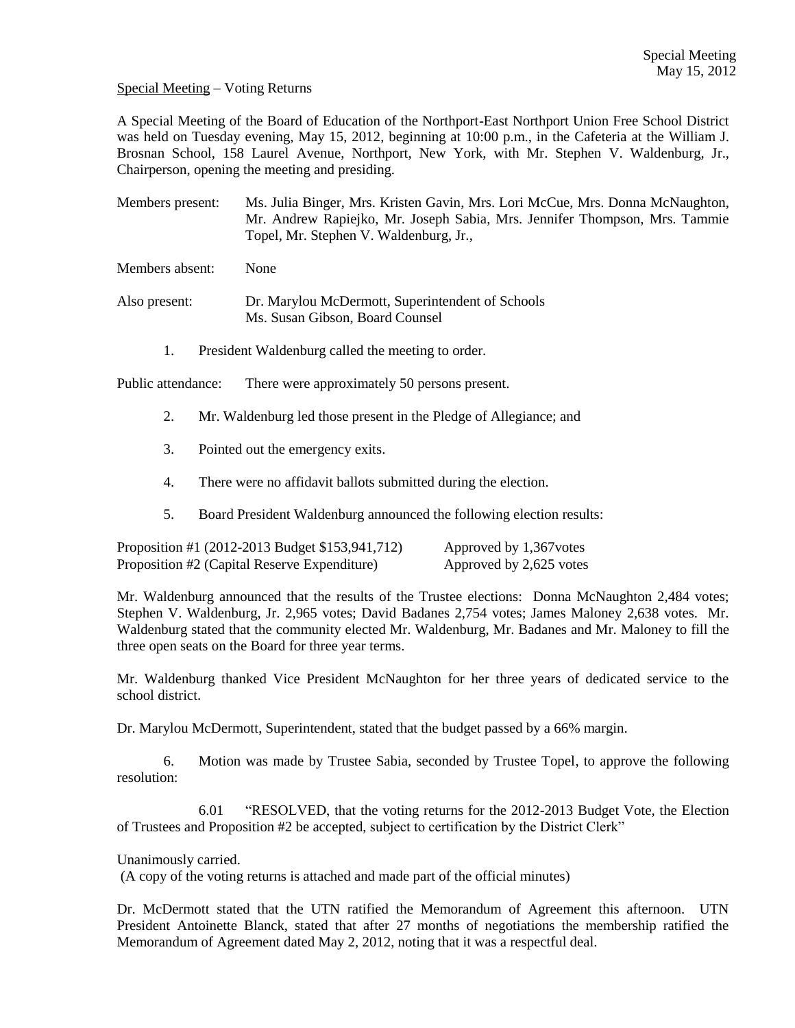Special Meeting
May 15, 2012

Special Meeting – Voting Returns

A Special Meeting of the Board of Education of the Northport-East Northport Union Free School District was held on Tuesday evening, May 15, 2012, beginning at 10:00 p.m., in the Cafeteria at the William J. Brosnan School, 158 Laurel Avenue, Northport, New York, with Mr. Stephen V. Waldenburg, Jr., Chairperson, opening the meeting and presiding.

Members present: Ms. Julia Binger, Mrs. Kristen Gavin, Mrs. Lori McCue, Mrs. Donna McNaughton, Mr. Andrew Rapiejko, Mr. Joseph Sabia, Mrs. Jennifer Thompson, Mrs. Tammie Topel, Mr. Stephen V. Waldenburg, Jr.,

Members absent: None

Also present: Dr. Marylou McDermott, Superintendent of Schools
Ms. Susan Gibson, Board Counsel

1. President Waldenburg called the meeting to order.

Public attendance: There were approximately 50 persons present.

2. Mr. Waldenburg led those present in the Pledge of Allegiance; and

3. Pointed out the emergency exits.

4. There were no affidavit ballots submitted during the election.

5. Board President Waldenburg announced the following election results:

| | |
|---|---|
| Proposition #1 (2012-2013 Budget $153,941,712) | Approved by 1,367votes |
| Proposition #2 (Capital Reserve Expenditure) | Approved by 2,625 votes |

Mr. Waldenburg announced that the results of the Trustee elections: Donna McNaughton 2,484 votes; Stephen V. Waldenburg, Jr. 2,965 votes; David Badanes 2,754 votes; James Maloney 2,638 votes. Mr. Waldenburg stated that the community elected Mr. Waldenburg, Mr. Badanes and Mr. Maloney to fill the three open seats on the Board for three year terms.

Mr. Waldenburg thanked Vice President McNaughton for her three years of dedicated service to the school district.

Dr. Marylou McDermott, Superintendent, stated that the budget passed by a 66% margin.

6. Motion was made by Trustee Sabia, seconded by Trustee Topel, to approve the following resolution:

6.01 "RESOLVED, that the voting returns for the 2012-2013 Budget Vote, the Election of Trustees and Proposition #2 be accepted, subject to certification by the District Clerk"

Unanimously carried.
(A copy of the voting returns is attached and made part of the official minutes)

Dr. McDermott stated that the UTN ratified the Memorandum of Agreement this afternoon. UTN President Antoinette Blanck, stated that after 27 months of negotiations the membership ratified the Memorandum of Agreement dated May 2, 2012, noting that it was a respectful deal.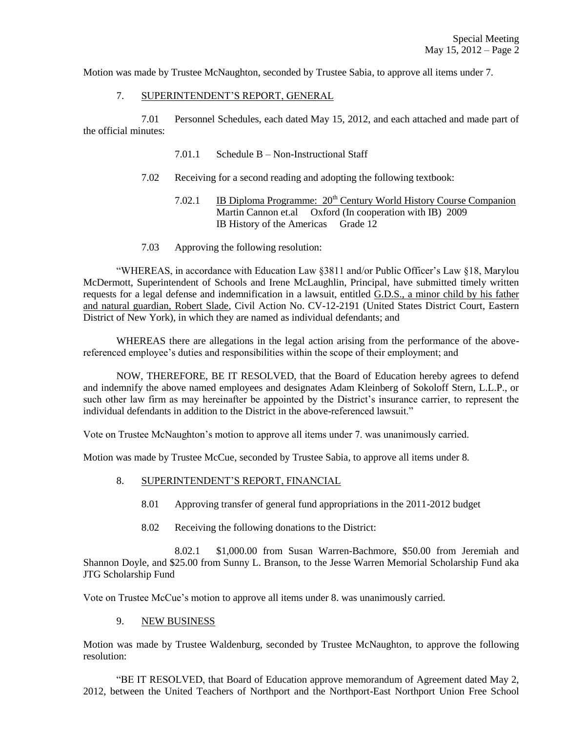Motion was made by Trustee McNaughton, seconded by Trustee Sabia, to approve all items under 7.

7. <u>SUPERINTENDENT'S REPORT, GENERAL</u>

7.01 Personnel Schedules, each dated May 15, 2012, and each attached and made part of the official minutes:

7.01.1 Schedule B – Non-Instructional Staff

7.02 Receiving for a second reading and adopting the following textbook:

7.02.1 <u>IB Diploma Programme: 20th Century World History Course Companion</u>
Martin Cannon et.al Oxford (In cooperation with IB) 2009
IB History of the Americas Grade 12

7.03 Approving the following resolution:

"WHEREAS, in accordance with Education Law §3811 and/or Public Officer's Law §18, Marylou McDermott, Superintendent of Schools and Irene McLaughlin, Principal, have submitted timely written requests for a legal defense and indemnification in a lawsuit, entitled <u>G.D.S., a minor child by his father and natural guardian, Robert Slade</u>, Civil Action No. CV-12-2191 (United States District Court, Eastern District of New York), in which they are named as individual defendants; and

WHEREAS there are allegations in the legal action arising from the performance of the above-referenced employee's duties and responsibilities within the scope of their employment; and

NOW, THEREFORE, BE IT RESOLVED, that the Board of Education hereby agrees to defend and indemnify the above named employees and designates Adam Kleinberg of Sokoloff Stern, L.L.P., or such other law firm as may hereinafter be appointed by the District's insurance carrier, to represent the individual defendants in addition to the District in the above-referenced lawsuit."

Vote on Trustee McNaughton's motion to approve all items under 7. was unanimously carried.

Motion was made by Trustee McCue, seconded by Trustee Sabia, to approve all items under 8.

8. <u>SUPERINTENDENT'S REPORT, FINANCIAL</u>

8.01 Approving transfer of general fund appropriations in the 2011-2012 budget

8.02 Receiving the following donations to the District:

8.02.1 $1,000.00 from Susan Warren-Bachmore, $50.00 from Jeremiah and Shannon Doyle, and $25.00 from Sunny L. Branson, to the Jesse Warren Memorial Scholarship Fund aka JTG Scholarship Fund

Vote on Trustee McCue's motion to approve all items under 8. was unanimously carried.

9. <u>NEW BUSINESS</u>

Motion was made by Trustee Waldenburg, seconded by Trustee McNaughton, to approve the following resolution:

"BE IT RESOLVED, that Board of Education approve memorandum of Agreement dated May 2, 2012, between the United Teachers of Northport and the Northport-East Northport Union Free School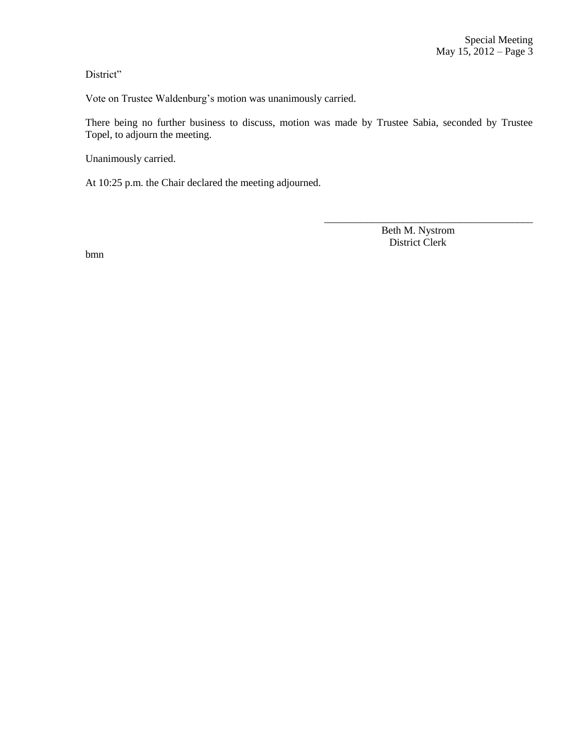District"

Vote on Trustee Waldenburg's motion was unanimously carried.

There being no further business to discuss, motion was made by Trustee Sabia, seconded by Trustee Topel, to adjourn the meeting.

Unanimously carried.

At 10:25 p.m. the Chair declared the meeting adjourned.

\_\_\_\_\_\_\_\_\_\_\_\_\_\_\_\_\_\_\_\_\_\_\_\_\_\_\_\_\_\_\_\_\_\_\_\_\_\_\_\_

Beth M. Nystrom
District Clerk

bmn